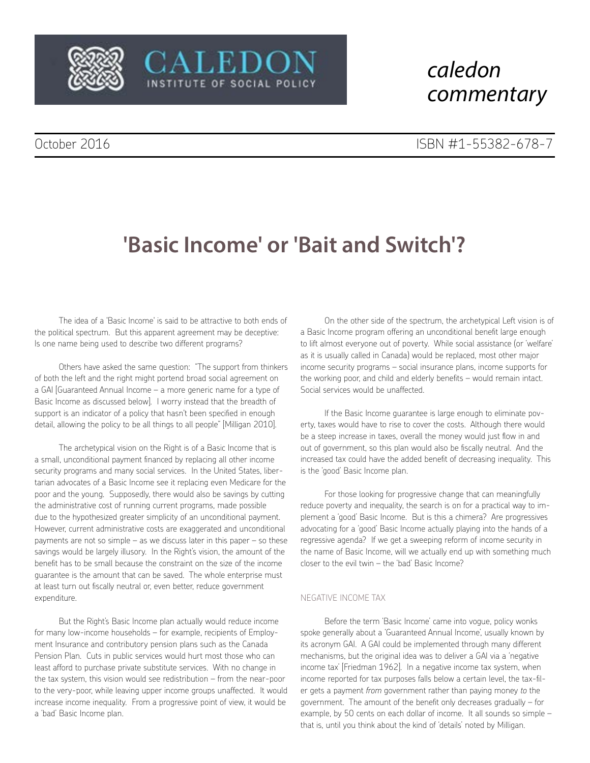CALEDON
INSTITUTE OF SOCIAL POLICY

*caledon commentary*

October 2016

ISBN #1-55382-678-7

# 'Basic Income' or 'Bait and Switch'?

The idea of a 'Basic Income' is said to be attractive to both ends of the political spectrum. But this apparent agreement may be deceptive: Is one name being used to describe two different programs?

Others have asked the same question: "The support from thinkers of both the left and the right might portend broad social agreement on a GAI [Guaranteed Annual Income – a more generic name for a type of Basic Income as discussed below]. I worry instead that the breadth of support is an indicator of a policy that hasn't been specified in enough detail, allowing the policy to be all things to all people" [Milligan 2010].

The archetypical vision on the Right is of a Basic Income that is a small, unconditional payment financed by replacing all other income security programs and many social services. In the United States, libertarian advocates of a Basic Income see it replacing even Medicare for the poor and the young. Supposedly, there would also be savings by cutting the administrative cost of running current programs, made possible due to the hypothesized greater simplicity of an unconditional payment. However, current administrative costs are exaggerated and unconditional payments are not so simple – as we discuss later in this paper – so these savings would be largely illusory. In the Right's vision, the amount of the benefit has to be small because the constraint on the size of the income guarantee is the amount that can be saved. The whole enterprise must at least turn out fiscally neutral or, even better, reduce government expenditure.

But the Right's Basic Income plan actually would reduce income for many low-income households – for example, recipients of Employment Insurance and contributory pension plans such as the Canada Pension Plan. Cuts in public services would hurt most those who can least afford to purchase private substitute services. With no change in the tax system, this vision would see redistribution – from the near-poor to the very-poor, while leaving upper income groups unaffected. It would increase income inequality. From a progressive point of view, it would be a 'bad' Basic Income plan.

On the other side of the spectrum, the archetypical Left vision is of a Basic Income program offering an unconditional benefit large enough to lift almost everyone out of poverty. While social assistance (or 'welfare' as it is usually called in Canada) would be replaced, most other major income security programs – social insurance plans, income supports for the working poor, and child and elderly benefits – would remain intact. Social services would be unaffected.

If the Basic Income guarantee is large enough to eliminate poverty, taxes would have to rise to cover the costs. Although there would be a steep increase in taxes, overall the money would just flow in and out of government, so this plan would also be fiscally neutral. And the increased tax could have the added benefit of decreasing inequality. This is the 'good' Basic Income plan.

For those looking for progressive change that can meaningfully reduce poverty and inequality, the search is on for a practical way to implement a 'good' Basic Income. But is this a chimera? Are progressives advocating for a 'good' Basic Income actually playing into the hands of a regressive agenda? If we get a sweeping reform of income security in the name of Basic Income, will we actually end up with something much closer to the evil twin – the 'bad' Basic Income?

## NEGATIVE INCOME TAX

Before the term 'Basic Income' came into vogue, policy wonks spoke generally about a 'Guaranteed Annual Income', usually known by its acronym GAI. A GAI could be implemented through many different mechanisms, but the original idea was to deliver a GAI via a 'negative income tax' [Friedman 1962]. In a negative income tax system, when income reported for tax purposes falls below a certain level, the tax-filer gets a payment *from* government rather than paying money *to* the government. The amount of the benefit only decreases gradually – for example, by 50 cents on each dollar of income. It all sounds so simple – that is, until you think about the kind of 'details' noted by Milligan.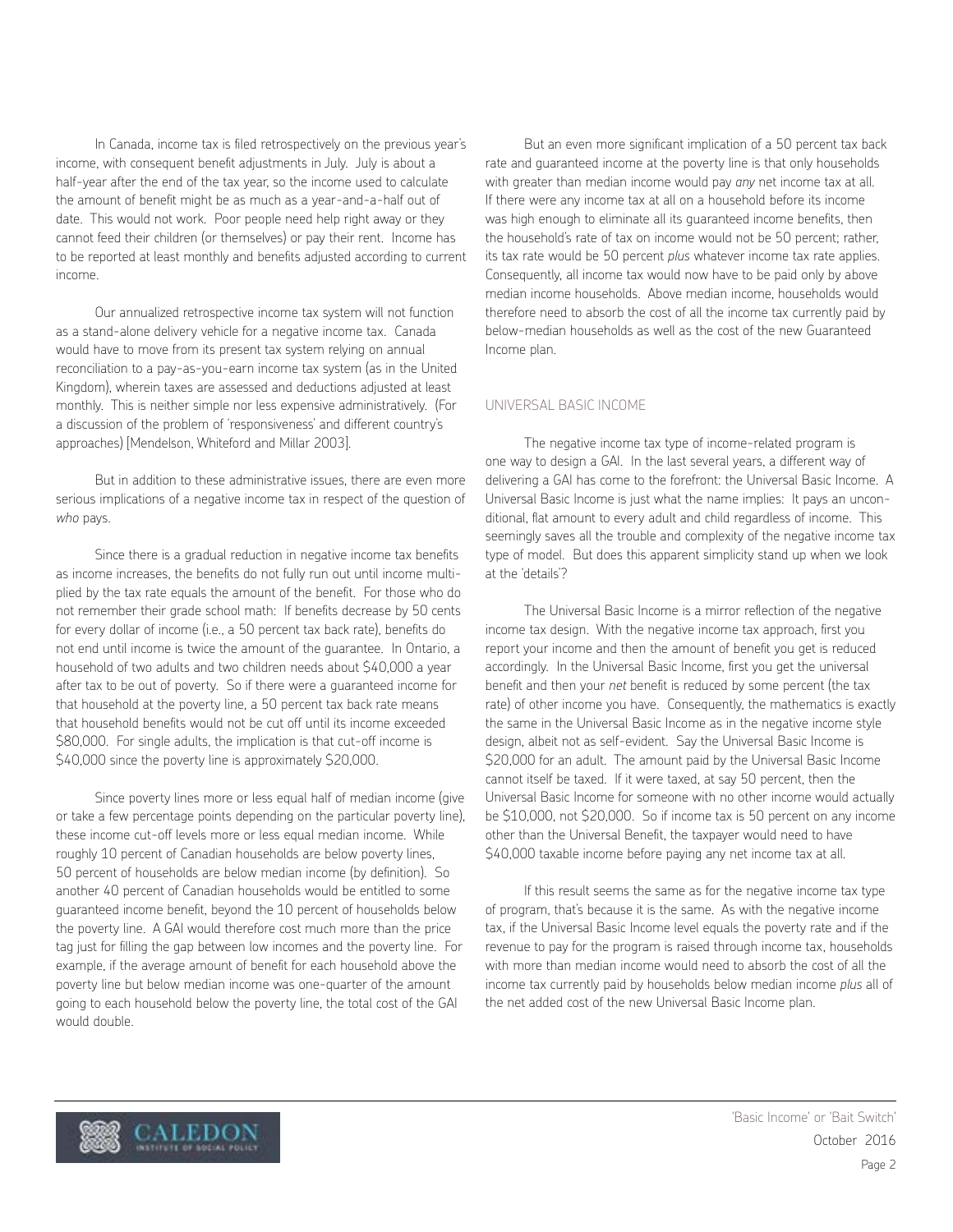In Canada, income tax is filed retrospectively on the previous year's income, with consequent benefit adjustments in July. July is about a half-year after the end of the tax year, so the income used to calculate the amount of benefit might be as much as a year-and-a-half out of date. This would not work. Poor people need help right away or they cannot feed their children (or themselves) or pay their rent. Income has to be reported at least monthly and benefits adjusted according to current income.

Our annualized retrospective income tax system will not function as a stand-alone delivery vehicle for a negative income tax. Canada would have to move from its present tax system relying on annual reconciliation to a pay-as-you-earn income tax system (as in the United Kingdom), wherein taxes are assessed and deductions adjusted at least monthly. This is neither simple nor less expensive administratively. (For a discussion of the problem of 'responsiveness' and different country's approaches) [Mendelson, Whiteford and Millar 2003].

But in addition to these administrative issues, there are even more serious implications of a negative income tax in respect of the question of *who* pays.

Since there is a gradual reduction in negative income tax benefits as income increases, the benefits do not fully run out until income multiplied by the tax rate equals the amount of the benefit. For those who do not remember their grade school math: If benefits decrease by 50 cents for every dollar of income (i.e., a 50 percent tax back rate), benefits do not end until income is twice the amount of the guarantee. In Ontario, a household of two adults and two children needs about $40,000 a year after tax to be out of poverty. So if there were a guaranteed income for that household at the poverty line, a 50 percent tax back rate means that household benefits would not be cut off until its income exceeded $80,000. For single adults, the implication is that cut-off income is $40,000 since the poverty line is approximately $20,000.

Since poverty lines more or less equal half of median income (give or take a few percentage points depending on the particular poverty line), these income cut-off levels more or less equal median income. While roughly 10 percent of Canadian households are below poverty lines, 50 percent of households are below median income (by definition). So another 40 percent of Canadian households would be entitled to some guaranteed income benefit, beyond the 10 percent of households below the poverty line. A GAI would therefore cost much more than the price tag just for filling the gap between low incomes and the poverty line. For example, if the average amount of benefit for each household above the poverty line but below median income was one-quarter of the amount going to each household below the poverty line, the total cost of the GAI would double.

But an even more significant implication of a 50 percent tax back rate and guaranteed income at the poverty line is that only households with greater than median income would pay *any* net income tax at all. If there were any income tax at all on a household before its income was high enough to eliminate all its guaranteed income benefits, then the household's rate of tax on income would not be 50 percent; rather, its tax rate would be 50 percent *plus* whatever income tax rate applies. Consequently, all income tax would now have to be paid only by above median income households. Above median income, households would therefore need to absorb the cost of all the income tax currently paid by below-median households as well as the cost of the new Guaranteed Income plan.

## UNIVERSAL BASIC INCOME

The negative income tax type of income-related program is one way to design a GAI. In the last several years, a different way of delivering a GAI has come to the forefront: the Universal Basic Income. A Universal Basic Income is just what the name implies: It pays an unconditional, flat amount to every adult and child regardless of income. This seemingly saves all the trouble and complexity of the negative income tax type of model. But does this apparent simplicity stand up when we look at the 'details'?

The Universal Basic Income is a mirror reflection of the negative income tax design. With the negative income tax approach, first you report your income and then the amount of benefit you get is reduced accordingly. In the Universal Basic Income, first you get the universal benefit and then your *net* benefit is reduced by some percent (the tax rate) of other income you have. Consequently, the mathematics is exactly the same in the Universal Basic Income as in the negative income style design, albeit not as self-evident. Say the Universal Basic Income is $20,000 for an adult. The amount paid by the Universal Basic Income cannot itself be taxed. If it were taxed, at say 50 percent, then the Universal Basic Income for someone with no other income would actually be $10,000, not $20,000. So if income tax is 50 percent on any income other than the Universal Benefit, the taxpayer would need to have $40,000 taxable income before paying any net income tax at all.

If this result seems the same as for the negative income tax type of program, that's because it is the same. As with the negative income tax, if the Universal Basic Income level equals the poverty rate and if the revenue to pay for the program is raised through income tax, households with more than median income would need to absorb the cost of all the income tax currently paid by households below median income *plus* all of the net added cost of the new Universal Basic Income plan.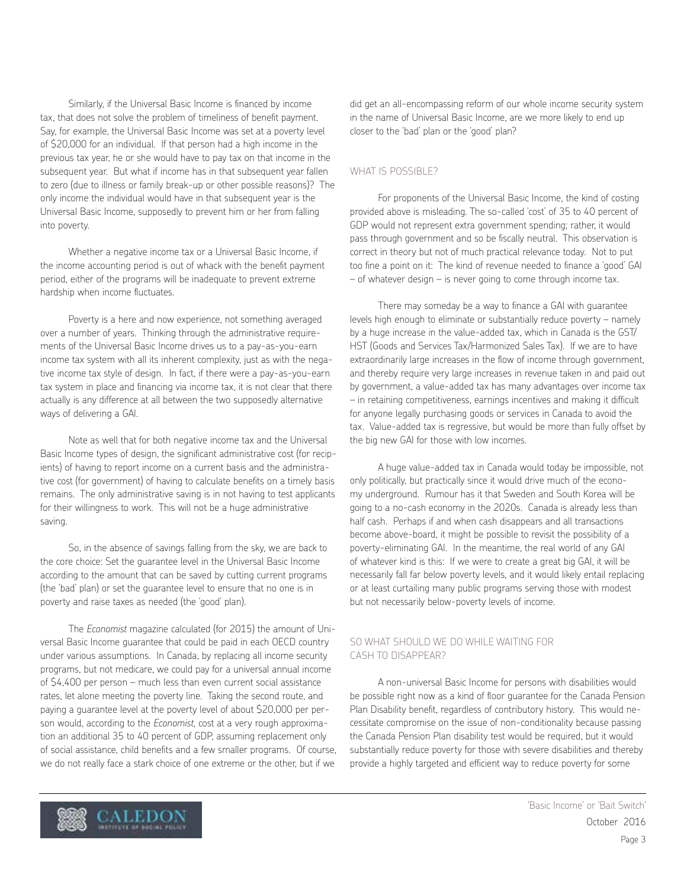Similarly, if the Universal Basic Income is financed by income tax, that does not solve the problem of timeliness of benefit payment. Say, for example, the Universal Basic Income was set at a poverty level of $20,000 for an individual. If that person had a high income in the previous tax year, he or she would have to pay tax on that income in the subsequent year. But what if income has in that subsequent year fallen to zero (due to illness or family break-up or other possible reasons)? The only income the individual would have in that subsequent year is the Universal Basic Income, supposedly to prevent him or her from falling into poverty.

Whether a negative income tax or a Universal Basic Income, if the income accounting period is out of whack with the benefit payment period, either of the programs will be inadequate to prevent extreme hardship when income fluctuates.

Poverty is a here and now experience, not something averaged over a number of years. Thinking through the administrative requirements of the Universal Basic Income drives us to a pay-as-you-earn income tax system with all its inherent complexity, just as with the negative income tax style of design. In fact, if there were a pay-as-you-earn tax system in place and financing via income tax, it is not clear that there actually is any difference at all between the two supposedly alternative ways of delivering a GAI.

Note as well that for both negative income tax and the Universal Basic Income types of design, the significant administrative cost (for recipients) of having to report income on a current basis and the administrative cost (for government) of having to calculate benefits on a timely basis remains. The only administrative saving is in not having to test applicants for their willingness to work. This will not be a huge administrative saving.

So, in the absence of savings falling from the sky, we are back to the core choice: Set the guarantee level in the Universal Basic Income according to the amount that can be saved by cutting current programs (the 'bad' plan) or set the guarantee level to ensure that no one is in poverty and raise taxes as needed (the 'good' plan).

The *Economist* magazine calculated (for 2015) the amount of Universal Basic Income guarantee that could be paid in each OECD country under various assumptions. In Canada, by replacing all income security programs, but not medicare, we could pay for a universal annual income of $4,400 per person – much less than even current social assistance rates, let alone meeting the poverty line. Taking the second route, and paying a guarantee level at the poverty level of about $20,000 per person would, according to the *Economist*, cost at a very rough approximation an additional 35 to 40 percent of GDP, assuming replacement only of social assistance, child benefits and a few smaller programs. Of course, we do not really face a stark choice of one extreme or the other, but if we did get an all-encompassing reform of our whole income security system in the name of Universal Basic Income, are we more likely to end up closer to the 'bad' plan or the 'good' plan?

## WHAT IS POSSIBLE?

For proponents of the Universal Basic Income, the kind of costing provided above is misleading. The so-called 'cost' of 35 to 40 percent of GDP would not represent extra government spending; rather, it would pass through government and so be fiscally neutral. This observation is correct in theory but not of much practical relevance today. Not to put too fine a point on it: The kind of revenue needed to finance a 'good' GAI – of whatever design – is never going to come through income tax.

There may someday be a way to finance a GAI with guarantee levels high enough to eliminate or substantially reduce poverty – namely by a huge increase in the value-added tax, which in Canada is the GST/HST (Goods and Services Tax/Harmonized Sales Tax). If we are to have extraordinarily large increases in the flow of income through government, and thereby require very large increases in revenue taken in and paid out by government, a value-added tax has many advantages over income tax – in retaining competitiveness, earnings incentives and making it difficult for anyone legally purchasing goods or services in Canada to avoid the tax. Value-added tax is regressive, but would be more than fully offset by the big new GAI for those with low incomes.

A huge value-added tax in Canada would today be impossible, not only politically, but practically since it would drive much of the economy underground. Rumour has it that Sweden and South Korea will be going to a no-cash economy in the 2020s. Canada is already less than half cash. Perhaps if and when cash disappears and all transactions become above-board, it might be possible to revisit the possibility of a poverty-eliminating GAI. In the meantime, the real world of any GAI of whatever kind is this: If we were to create a great big GAI, it will be necessarily fall far below poverty levels, and it would likely entail replacing or at least curtailing many public programs serving those with modest but not necessarily below-poverty levels of income.

## SO WHAT SHOULD WE DO WHILE WAITING FOR CASH TO DISAPPEAR?

A non-universal Basic Income for persons with disabilities would be possible right now as a kind of floor guarantee for the Canada Pension Plan Disability benefit, regardless of contributory history. This would necessitate compromise on the issue of non-conditionality because passing the Canada Pension Plan disability test would be required, but it would substantially reduce poverty for those with severe disabilities and thereby provide a highly targeted and efficient way to reduce poverty for some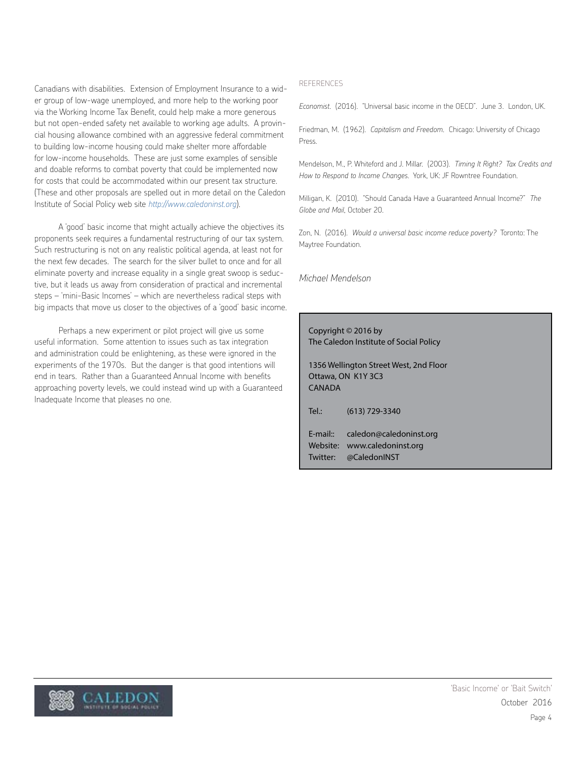Canadians with disabilities. Extension of Employment Insurance to a wider group of low-wage unemployed, and more help to the working poor via the Working Income Tax Benefit, could help make a more generous but not open-ended safety net available to working age adults. A provincial housing allowance combined with an aggressive federal commitment to building low-income housing could make shelter more affordable for low-income households. These are just some examples of sensible and doable reforms to combat poverty that could be implemented now for costs that could be accommodated within our present tax structure. (These and other proposals are spelled out in more detail on the Caledon Institute of Social Policy web site *http://www.caledoninst.org*).

A 'good' basic income that might actually achieve the objectives its proponents seek requires a fundamental restructuring of our tax system. Such restructuring is not on any realistic political agenda, at least not for the next few decades. The search for the silver bullet to once and for all eliminate poverty and increase equality in a single great swoop is seductive, but it leads us away from consideration of practical and incremental steps – 'mini-Basic Incomes' – which are nevertheless radical steps with big impacts that move us closer to the objectives of a 'good' basic income.

Perhaps a new experiment or pilot project will give us some useful information. Some attention to issues such as tax integration and administration could be enlightening, as these were ignored in the experiments of the 1970s. But the danger is that good intentions will end in tears. Rather than a Guaranteed Annual Income with benefits approaching poverty levels, we could instead wind up with a Guaranteed Inadequate Income that pleases no one.

REFERENCES

*Economist.* (2016). "Universal basic income in the OECD". June 3. London, UK.

Friedman, M. (1962). *Capitalism and Freedom.* Chicago: University of Chicago Press.

Mendelson, M., P. Whiteford and J. Millar. (2003). *Timing It Right? Tax Credits and How to Respond to Income Changes.* York, UK: JF Rowntree Foundation.

Milligan, K. (2010). "Should Canada Have a Guaranteed Annual Income?" *The Globe and Mail*, October 20.

Zon, N. (2016). *Would a universal basic income reduce poverty?* Toronto: The Maytree Foundation.

*Michael Mendelson*

Copyright © 2016 by
The Caledon Institute of Social Policy

1356 Wellington Street West, 2nd Floor
Ottawa, ON K1Y 3C3
CANADA

Tel.: (613) 729-3340

E-mail:: caledon@caledoninst.org
Website: www.caledoninst.org
Twitter: @CaledonINST